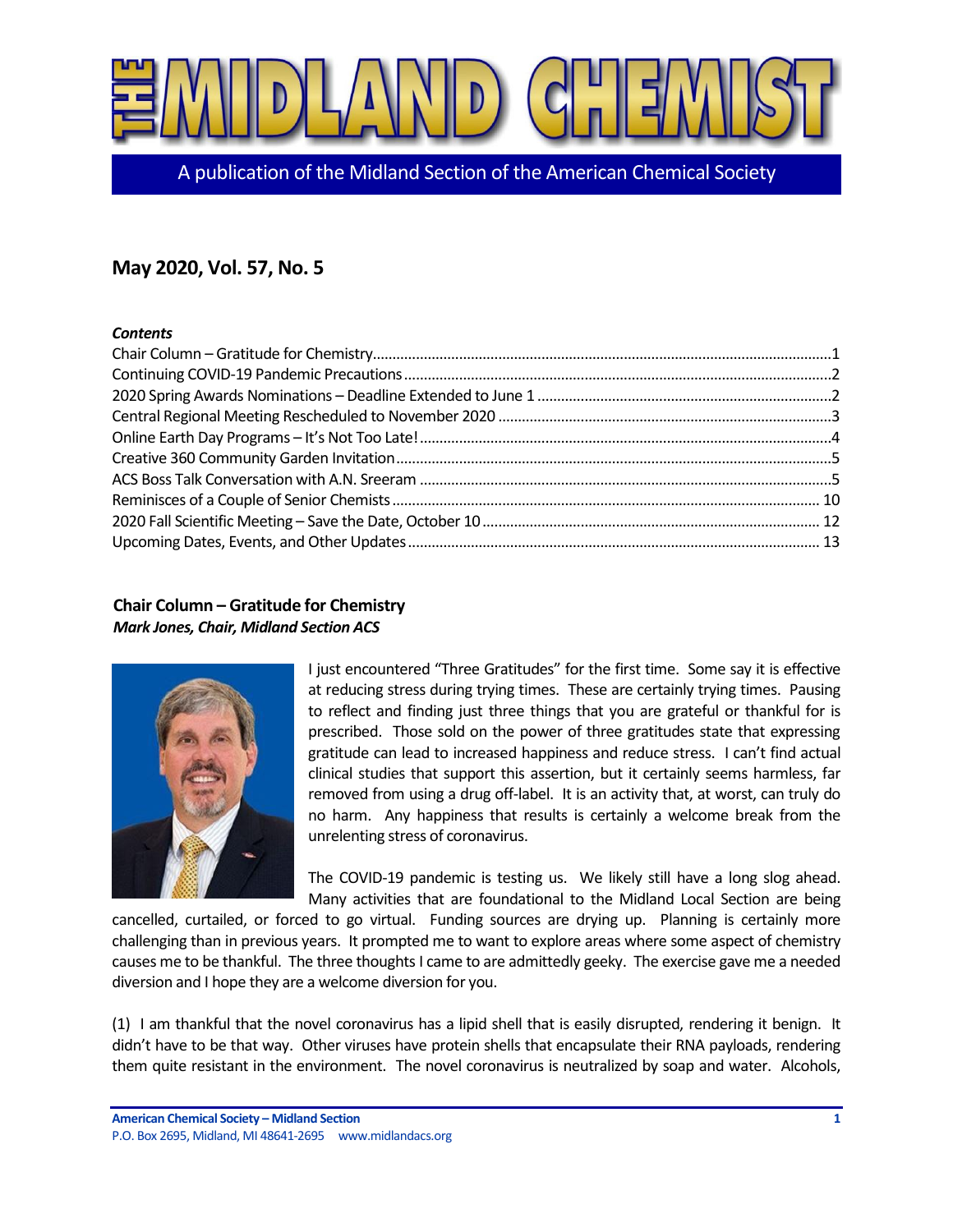# THE MIDLAND CHEMIST

A publication of the Midland Section of the American Chemical Society

## May 2020, Vol. 57, No. 5

***Contents***

Chair Column – Gratitude for Chemistry....1
Continuing COVID-19 Pandemic Precautions....2
2020 Spring Awards Nominations – Deadline Extended to June 1....2
Central Regional Meeting Rescheduled to November 2020....3
Online Earth Day Programs – It's Not Too Late!....4
Creative 360 Community Garden Invitation....5
ACS Boss Talk Conversation with A.N. Sreeram....5
Reminisces of a Couple of Senior Chemists....10
2020 Fall Scientific Meeting – Save the Date, October 10....12
Upcoming Dates, Events, and Other Updates....13

### Chair Column – Gratitude for Chemistry

***Mark Jones, Chair, Midland Section ACS***

I just encountered "Three Gratitudes" for the first time. Some say it is effective at reducing stress during trying times. These are certainly trying times. Pausing to reflect and finding just three things that you are grateful or thankful for is prescribed. Those sold on the power of three gratitudes state that expressing gratitude can lead to increased happiness and reduce stress. I can't find actual clinical studies that support this assertion, but it certainly seems harmless, far removed from using a drug off-label. It is an activity that, at worst, can truly do no harm. Any happiness that results is certainly a welcome break from the unrelenting stress of coronavirus.

The COVID-19 pandemic is testing us. We likely still have a long slog ahead. Many activities that are foundational to the Midland Local Section are being cancelled, curtailed, or forced to go virtual. Funding sources are drying up. Planning is certainly more challenging than in previous years. It prompted me to want to explore areas where some aspect of chemistry causes me to be thankful. The three thoughts I came to are admittedly geeky. The exercise gave me a needed diversion and I hope they are a welcome diversion for you.

(1) I am thankful that the novel coronavirus has a lipid shell that is easily disrupted, rendering it benign. It didn't have to be that way. Other viruses have protein shells that encapsulate their RNA payloads, rendering them quite resistant in the environment. The novel coronavirus is neutralized by soap and water. Alcohols,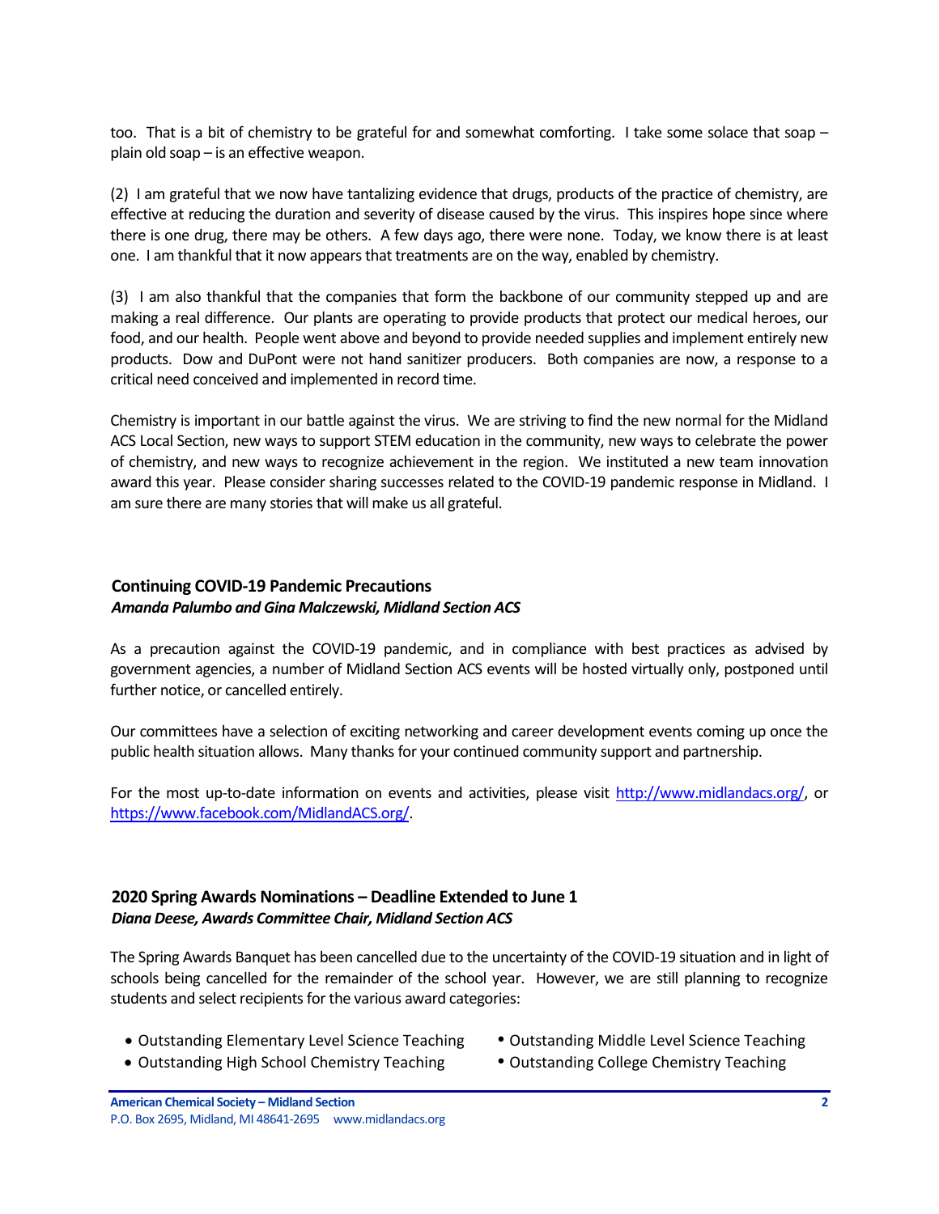too. That is a bit of chemistry to be grateful for and somewhat comforting. I take some solace that soap – plain old soap – is an effective weapon.

(2) I am grateful that we now have tantalizing evidence that drugs, products of the practice of chemistry, are effective at reducing the duration and severity of disease caused by the virus. This inspires hope since where there is one drug, there may be others. A few days ago, there were none. Today, we know there is at least one. I am thankful that it now appears that treatments are on the way, enabled by chemistry.

(3) I am also thankful that the companies that form the backbone of our community stepped up and are making a real difference. Our plants are operating to provide products that protect our medical heroes, our food, and our health. People went above and beyond to provide needed supplies and implement entirely new products. Dow and DuPont were not hand sanitizer producers. Both companies are now, a response to a critical need conceived and implemented in record time.

Chemistry is important in our battle against the virus. We are striving to find the new normal for the Midland ACS Local Section, new ways to support STEM education in the community, new ways to celebrate the power of chemistry, and new ways to recognize achievement in the region. We instituted a new team innovation award this year. Please consider sharing successes related to the COVID-19 pandemic response in Midland. I am sure there are many stories that will make us all grateful.

## Continuing COVID-19 Pandemic Precautions

***Amanda Palumbo and Gina Malczewski, Midland Section ACS***

As a precaution against the COVID-19 pandemic, and in compliance with best practices as advised by government agencies, a number of Midland Section ACS events will be hosted virtually only, postponed until further notice, or cancelled entirely.

Our committees have a selection of exciting networking and career development events coming up once the public health situation allows. Many thanks for your continued community support and partnership.

For the most up-to-date information on events and activities, please visit http://www.midlandacs.org/, or https://www.facebook.com/MidlandACS.org/.

## 2020 Spring Awards Nominations – Deadline Extended to June 1

***Diana Deese, Awards Committee Chair, Midland Section ACS***

The Spring Awards Banquet has been cancelled due to the uncertainty of the COVID-19 situation and in light of schools being cancelled for the remainder of the school year. However, we are still planning to recognize students and select recipients for the various award categories:

- Outstanding Elementary Level Science Teaching
- Outstanding Middle Level Science Teaching
- Outstanding High School Chemistry Teaching
- Outstanding College Chemistry Teaching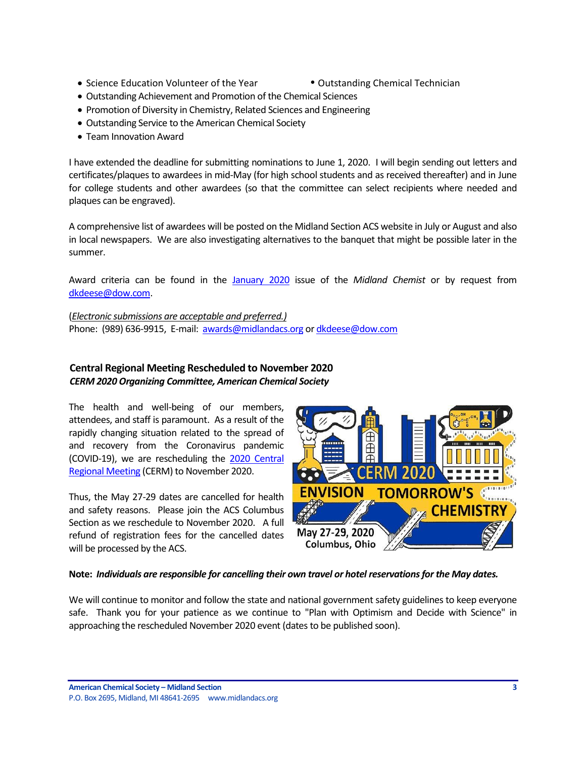- Science Education Volunteer of the Year
- Outstanding Chemical Technician
- Outstanding Achievement and Promotion of the Chemical Sciences
- Promotion of Diversity in Chemistry, Related Sciences and Engineering
- Outstanding Service to the American Chemical Society
- Team Innovation Award

I have extended the deadline for submitting nominations to June 1, 2020. I will begin sending out letters and certificates/plaques to awardees in mid-May (for high school students and as received thereafter) and in June for college students and other awardees (so that the committee can select recipients where needed and plaques can be engraved).

A comprehensive list of awardees will be posted on the Midland Section ACS website in July or August and also in local newspapers. We are also investigating alternatives to the banquet that might be possible later in the summer.

Award criteria can be found in the January 2020 issue of the *Midland Chemist* or by request from dkdeese@dow.com.

(*Electronic submissions are acceptable and preferred.)*
Phone: (989) 636-9915, E-mail: awards@midlandacs.org or dkdeese@dow.com

### Central Regional Meeting Rescheduled to November 2020

***CERM 2020 Organizing Committee, American Chemical Society***

The health and well-being of our members, attendees, and staff is paramount. As a result of the rapidly changing situation related to the spread of and recovery from the Coronavirus pandemic (COVID-19), we are rescheduling the 2020 Central Regional Meeting (CERM) to November 2020.

Thus, the May 27-29 dates are cancelled for health and safety reasons. Please join the ACS Columbus Section as we reschedule to November 2020. A full refund of registration fees for the cancelled dates will be processed by the ACS.

CERM 2020 ENVISION TOMORROW'S CHEMISTRY
May 27-29, 2020
Columbus, Ohio

**Note:** ***Individuals are responsible for cancelling their own travel or hotel reservations for the May dates.***

We will continue to monitor and follow the state and national government safety guidelines to keep everyone safe. Thank you for your patience as we continue to "Plan with Optimism and Decide with Science" in approaching the rescheduled November 2020 event (dates to be published soon).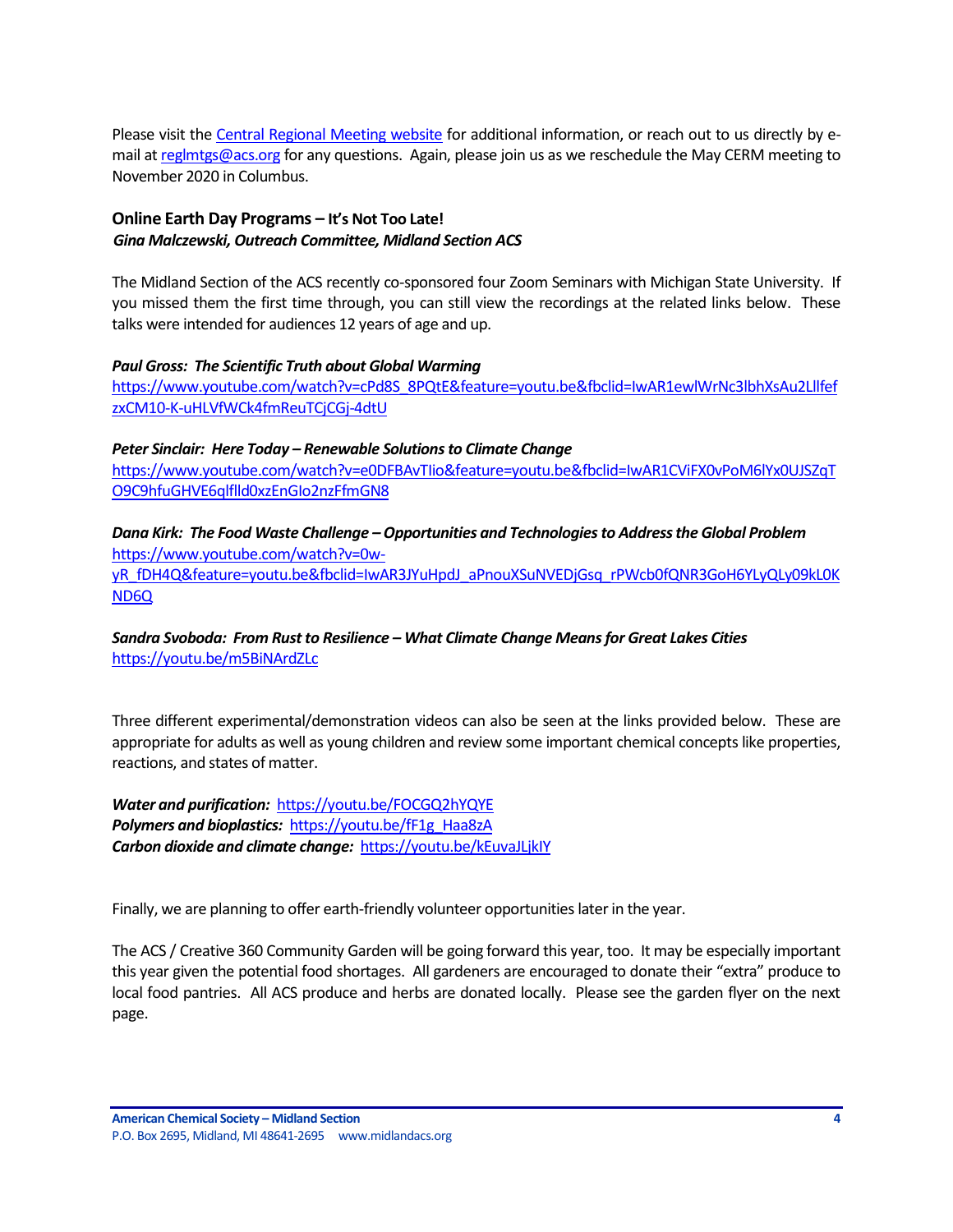Please visit the [Central Regional Meeting website]() for additional information, or reach out to us directly by e-mail at reglmtgs@acs.org for any questions. Again, please join us as we reschedule the May CERM meeting to November 2020 in Columbus.

### Online Earth Day Programs – It's Not Too Late!

***Gina Malczewski, Outreach Committee, Midland Section ACS***

The Midland Section of the ACS recently co-sponsored four Zoom Seminars with Michigan State University. If you missed them the first time through, you can still view the recordings at the related links below. These talks were intended for audiences 12 years of age and up.

***Paul Gross: The Scientific Truth about Global Warming***
https://www.youtube.com/watch?v=cPd8S_8PQtE&feature=youtu.be&fbclid=IwAR1ewlWrNc3lbhXsAu2LllfefzxCM10-K-uHLVfWCk4fmReuTCjCGj-4dtU

***Peter Sinclair: Here Today – Renewable Solutions to Climate Change***
https://www.youtube.com/watch?v=e0DFBAvTIio&feature=youtu.be&fbclid=IwAR1CViFX0vPoM6lYx0UJSZqTO9C9hfuGHVE6qlflld0xzEnGIo2nzFfmGN8

***Dana Kirk: The Food Waste Challenge – Opportunities and Technologies to Address the Global Problem***
https://www.youtube.com/watch?v=0w-yR_fDH4Q&feature=youtu.be&fbclid=IwAR3JYuHpdJ_aPnouXSuNVEDjGsq_rPWcb0fQNR3GoH6YLyQLy09kL0KND6Q

***Sandra Svoboda: From Rust to Resilience – What Climate Change Means for Great Lakes Cities***
https://youtu.be/m5BiNArdZLc

Three different experimental/demonstration videos can also be seen at the links provided below. These are appropriate for adults as well as young children and review some important chemical concepts like properties, reactions, and states of matter.

***Water and purification:*** https://youtu.be/FOCGQ2hYQYE
***Polymers and bioplastics:*** https://youtu.be/fF1g_Haa8zA
***Carbon dioxide and climate change:*** https://youtu.be/kEuvaJLjkIY

Finally, we are planning to offer earth-friendly volunteer opportunities later in the year.

The ACS / Creative 360 Community Garden will be going forward this year, too. It may be especially important this year given the potential food shortages. All gardeners are encouraged to donate their "extra" produce to local food pantries. All ACS produce and herbs are donated locally. Please see the garden flyer on the next page.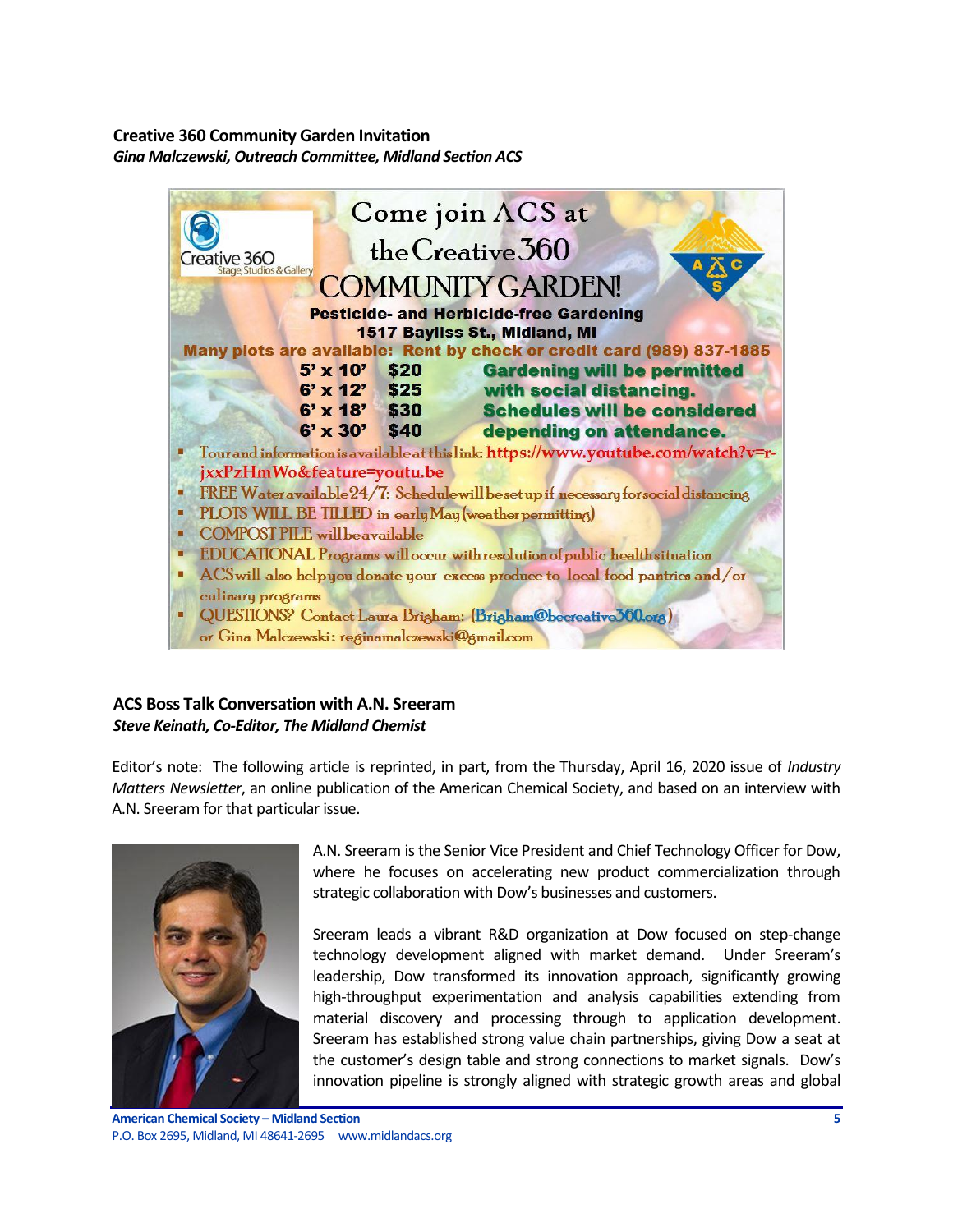### Creative 360 Community Garden Invitation

***Gina Malczewski, Outreach Committee, Midland Section ACS***

Creative 360 Stage, Studios & Gallery

# Come join ACS at the Creative 360 COMMUNITY GARDEN!

**Pesticide- and Herbicide-free Gardening**

**1517 Bayliss St., Midland, MI**

**Many plots are available: Rent by check or credit card (989) 837-1885**

| Plot size | Price |
|---|---|
| 5' x 10' | $20 |
| 6' x 12' | $25 |
| 6' x 18' | $30 |
| 6' x 30' | $40 |

**Gardening will be permitted with social distancing. Schedules will be considered depending on attendance.**

- Tour and information is available at this link: **https://www.youtube.com/watch?v=r-jxxPzHmWo&feature=youtu.be**
- FREE Water available 24/7: Schedule will be set up if necessary for social distancing
- PLOTS WILL BE TILLED in early May (weather permitting)
- COMPOST PILE will be available
- EDUCATIONAL Programs will occur with resolution of public health situation
- ACS will also help you donate your excess produce to local food pantries and/or culinary programs
- QUESTIONS? Contact Laura Brigham: (Brigham@becreative360.org) or Gina Malczewski: reginamalczewski@gmail.com

### ACS Boss Talk Conversation with A.N. Sreeram

***Steve Keinath, Co-Editor, The Midland Chemist***

Editor's note: The following article is reprinted, in part, from the Thursday, April 16, 2020 issue of *Industry Matters Newsletter*, an online publication of the American Chemical Society, and based on an interview with A.N. Sreeram for that particular issue.

A.N. Sreeram is the Senior Vice President and Chief Technology Officer for Dow, where he focuses on accelerating new product commercialization through strategic collaboration with Dow's businesses and customers.

Sreeram leads a vibrant R&D organization at Dow focused on step-change technology development aligned with market demand. Under Sreeram's leadership, Dow transformed its innovation approach, significantly growing high-throughput experimentation and analysis capabilities extending from material discovery and processing through to application development. Sreeram has established strong value chain partnerships, giving Dow a seat at the customer's design table and strong connections to market signals. Dow's innovation pipeline is strongly aligned with strategic growth areas and global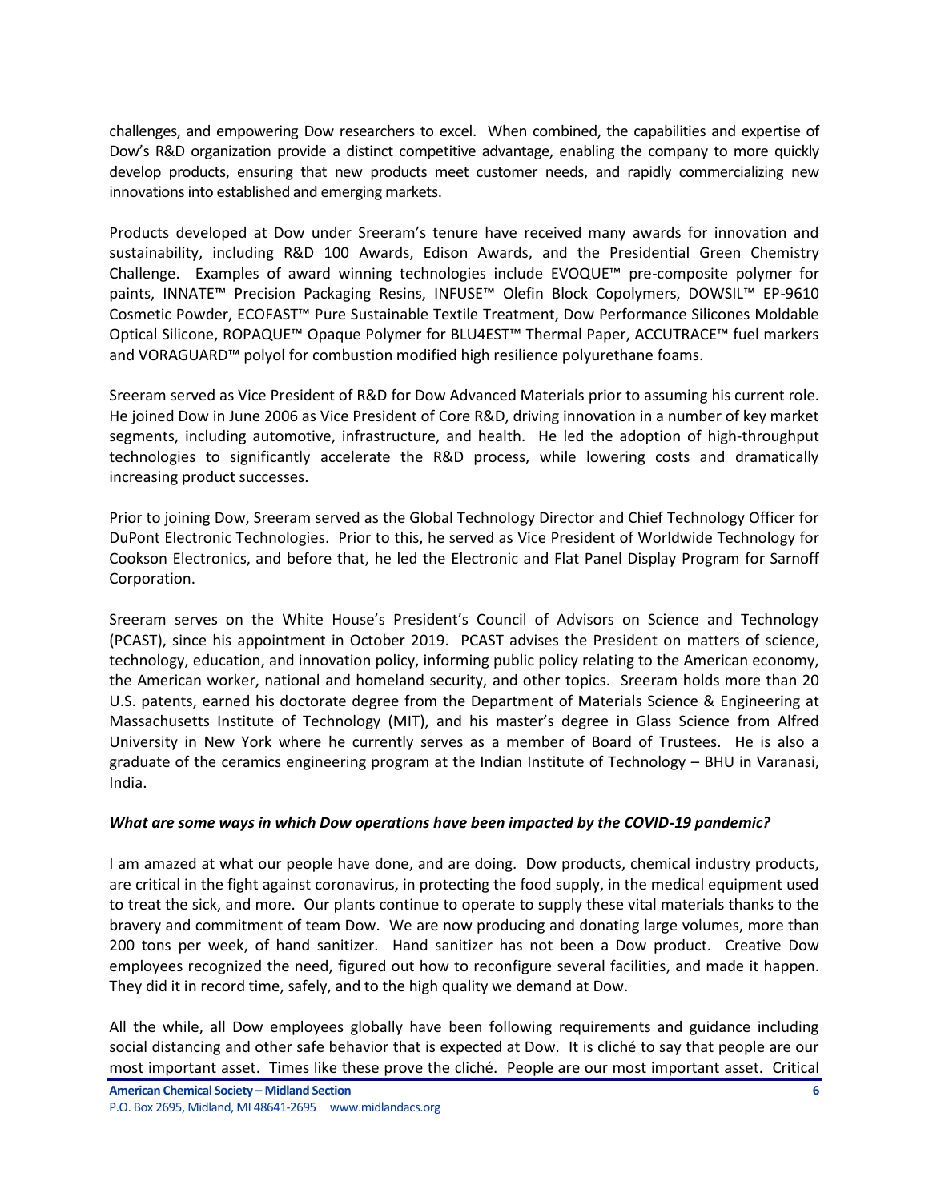challenges, and empowering Dow researchers to excel. When combined, the capabilities and expertise of Dow's R&D organization provide a distinct competitive advantage, enabling the company to more quickly develop products, ensuring that new products meet customer needs, and rapidly commercializing new innovations into established and emerging markets.

Products developed at Dow under Sreeram's tenure have received many awards for innovation and sustainability, including R&D 100 Awards, Edison Awards, and the Presidential Green Chemistry Challenge. Examples of award winning technologies include EVOQUE™ pre-composite polymer for paints, INNATE™ Precision Packaging Resins, INFUSE™ Olefin Block Copolymers, DOWSIL™ EP-9610 Cosmetic Powder, ECOFAST™ Pure Sustainable Textile Treatment, Dow Performance Silicones Moldable Optical Silicone, ROPAQUE™ Opaque Polymer for BLU4EST™ Thermal Paper, ACCUTRACE™ fuel markers and VORAGUARD™ polyol for combustion modified high resilience polyurethane foams.

Sreeram served as Vice President of R&D for Dow Advanced Materials prior to assuming his current role. He joined Dow in June 2006 as Vice President of Core R&D, driving innovation in a number of key market segments, including automotive, infrastructure, and health. He led the adoption of high-throughput technologies to significantly accelerate the R&D process, while lowering costs and dramatically increasing product successes.

Prior to joining Dow, Sreeram served as the Global Technology Director and Chief Technology Officer for DuPont Electronic Technologies. Prior to this, he served as Vice President of Worldwide Technology for Cookson Electronics, and before that, he led the Electronic and Flat Panel Display Program for Sarnoff Corporation.

Sreeram serves on the White House's President's Council of Advisors on Science and Technology (PCAST), since his appointment in October 2019. PCAST advises the President on matters of science, technology, education, and innovation policy, informing public policy relating to the American economy, the American worker, national and homeland security, and other topics. Sreeram holds more than 20 U.S. patents, earned his doctorate degree from the Department of Materials Science & Engineering at Massachusetts Institute of Technology (MIT), and his master's degree in Glass Science from Alfred University in New York where he currently serves as a member of Board of Trustees. He is also a graduate of the ceramics engineering program at the Indian Institute of Technology – BHU in Varanasi, India.

***What are some ways in which Dow operations have been impacted by the COVID-19 pandemic?***

I am amazed at what our people have done, and are doing. Dow products, chemical industry products, are critical in the fight against coronavirus, in protecting the food supply, in the medical equipment used to treat the sick, and more. Our plants continue to operate to supply these vital materials thanks to the bravery and commitment of team Dow. We are now producing and donating large volumes, more than 200 tons per week, of hand sanitizer. Hand sanitizer has not been a Dow product. Creative Dow employees recognized the need, figured out how to reconfigure several facilities, and made it happen. They did it in record time, safely, and to the high quality we demand at Dow.

All the while, all Dow employees globally have been following requirements and guidance including social distancing and other safe behavior that is expected at Dow. It is cliché to say that people are our most important asset. Times like these prove the cliché. People are our most important asset. Critical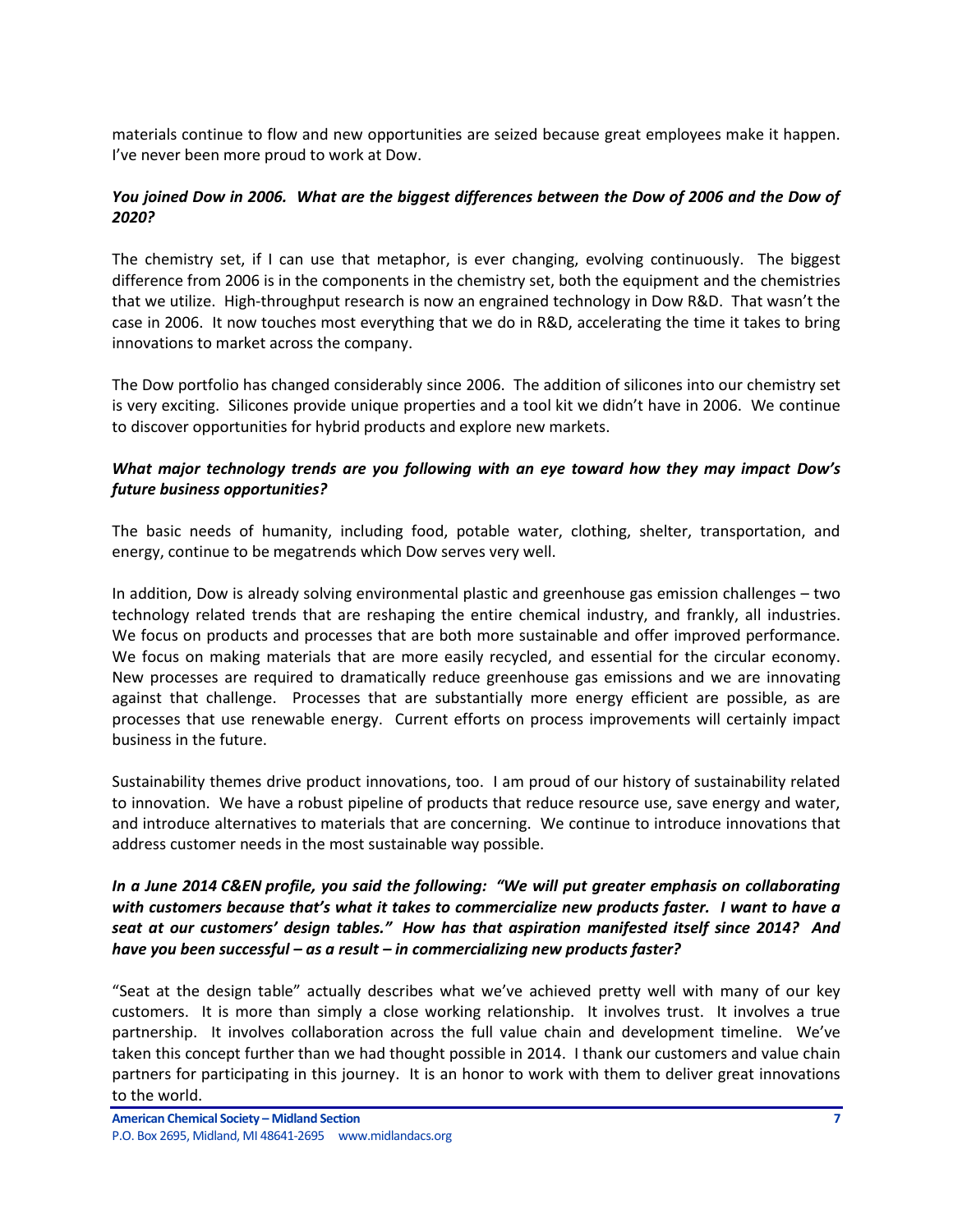materials continue to flow and new opportunities are seized because great employees make it happen. I've never been more proud to work at Dow.

***You joined Dow in 2006. What are the biggest differences between the Dow of 2006 and the Dow of 2020?***

The chemistry set, if I can use that metaphor, is ever changing, evolving continuously. The biggest difference from 2006 is in the components in the chemistry set, both the equipment and the chemistries that we utilize. High-throughput research is now an engrained technology in Dow R&D. That wasn't the case in 2006. It now touches most everything that we do in R&D, accelerating the time it takes to bring innovations to market across the company.

The Dow portfolio has changed considerably since 2006. The addition of silicones into our chemistry set is very exciting. Silicones provide unique properties and a tool kit we didn't have in 2006. We continue to discover opportunities for hybrid products and explore new markets.

***What major technology trends are you following with an eye toward how they may impact Dow's future business opportunities?***

The basic needs of humanity, including food, potable water, clothing, shelter, transportation, and energy, continue to be megatrends which Dow serves very well.

In addition, Dow is already solving environmental plastic and greenhouse gas emission challenges – two technology related trends that are reshaping the entire chemical industry, and frankly, all industries. We focus on products and processes that are both more sustainable and offer improved performance. We focus on making materials that are more easily recycled, and essential for the circular economy. New processes are required to dramatically reduce greenhouse gas emissions and we are innovating against that challenge. Processes that are substantially more energy efficient are possible, as are processes that use renewable energy. Current efforts on process improvements will certainly impact business in the future.

Sustainability themes drive product innovations, too. I am proud of our history of sustainability related to innovation. We have a robust pipeline of products that reduce resource use, save energy and water, and introduce alternatives to materials that are concerning. We continue to introduce innovations that address customer needs in the most sustainable way possible.

***In a June 2014 C&EN profile, you said the following: "We will put greater emphasis on collaborating with customers because that's what it takes to commercialize new products faster. I want to have a seat at our customers' design tables." How has that aspiration manifested itself since 2014? And have you been successful – as a result – in commercializing new products faster?***

"Seat at the design table" actually describes what we've achieved pretty well with many of our key customers. It is more than simply a close working relationship. It involves trust. It involves a true partnership. It involves collaboration across the full value chain and development timeline. We've taken this concept further than we had thought possible in 2014. I thank our customers and value chain partners for participating in this journey. It is an honor to work with them to deliver great innovations to the world.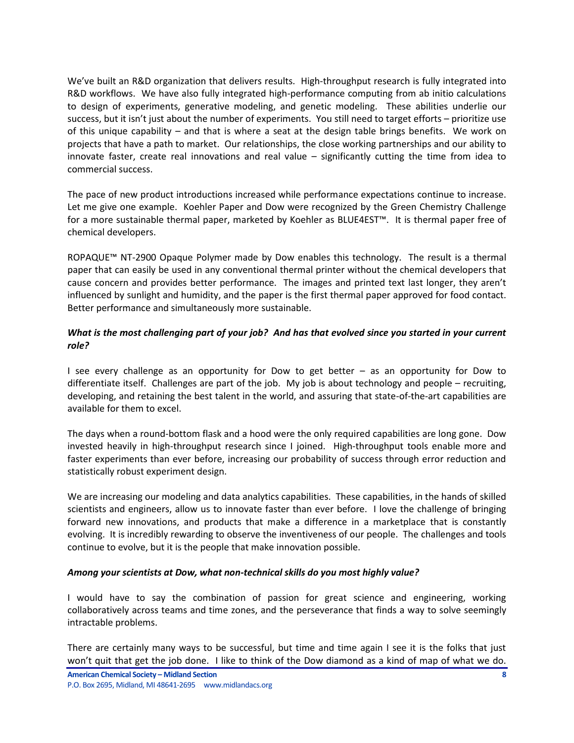We've built an R&D organization that delivers results. High-throughput research is fully integrated into R&D workflows. We have also fully integrated high-performance computing from ab initio calculations to design of experiments, generative modeling, and genetic modeling. These abilities underlie our success, but it isn't just about the number of experiments. You still need to target efforts – prioritize use of this unique capability – and that is where a seat at the design table brings benefits. We work on projects that have a path to market. Our relationships, the close working partnerships and our ability to innovate faster, create real innovations and real value – significantly cutting the time from idea to commercial success.

The pace of new product introductions increased while performance expectations continue to increase. Let me give one example. Koehler Paper and Dow were recognized by the Green Chemistry Challenge for a more sustainable thermal paper, marketed by Koehler as BLUE4EST™. It is thermal paper free of chemical developers.

ROPAQUE™ NT-2900 Opaque Polymer made by Dow enables this technology. The result is a thermal paper that can easily be used in any conventional thermal printer without the chemical developers that cause concern and provides better performance. The images and printed text last longer, they aren't influenced by sunlight and humidity, and the paper is the first thermal paper approved for food contact. Better performance and simultaneously more sustainable.

***What is the most challenging part of your job? And has that evolved since you started in your current role?***

I see every challenge as an opportunity for Dow to get better – as an opportunity for Dow to differentiate itself. Challenges are part of the job. My job is about technology and people – recruiting, developing, and retaining the best talent in the world, and assuring that state-of-the-art capabilities are available for them to excel.

The days when a round-bottom flask and a hood were the only required capabilities are long gone. Dow invested heavily in high-throughput research since I joined. High-throughput tools enable more and faster experiments than ever before, increasing our probability of success through error reduction and statistically robust experiment design.

We are increasing our modeling and data analytics capabilities. These capabilities, in the hands of skilled scientists and engineers, allow us to innovate faster than ever before. I love the challenge of bringing forward new innovations, and products that make a difference in a marketplace that is constantly evolving. It is incredibly rewarding to observe the inventiveness of our people. The challenges and tools continue to evolve, but it is the people that make innovation possible.

***Among your scientists at Dow, what non-technical skills do you most highly value?***

I would have to say the combination of passion for great science and engineering, working collaboratively across teams and time zones, and the perseverance that finds a way to solve seemingly intractable problems.

There are certainly many ways to be successful, but time and time again I see it is the folks that just won't quit that get the job done. I like to think of the Dow diamond as a kind of map of what we do.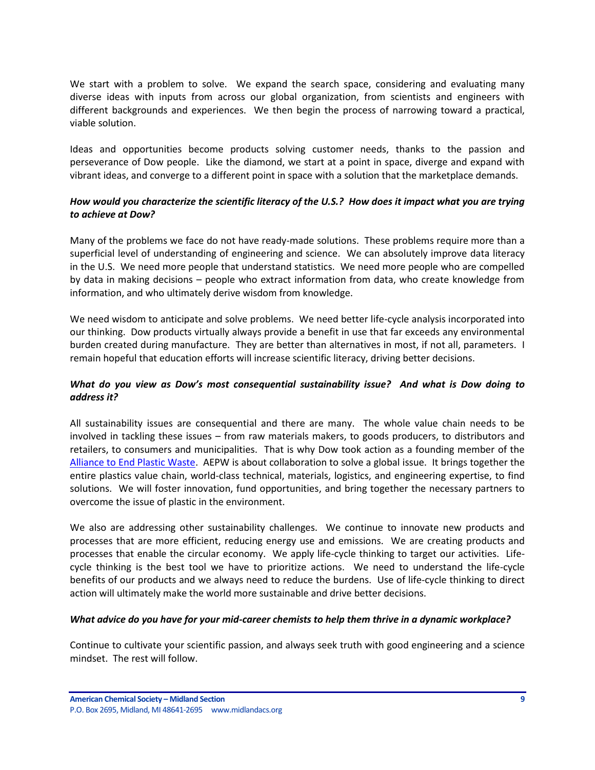We start with a problem to solve. We expand the search space, considering and evaluating many diverse ideas with inputs from across our global organization, from scientists and engineers with different backgrounds and experiences. We then begin the process of narrowing toward a practical, viable solution.

Ideas and opportunities become products solving customer needs, thanks to the passion and perseverance of Dow people. Like the diamond, we start at a point in space, diverge and expand with vibrant ideas, and converge to a different point in space with a solution that the marketplace demands.

***How would you characterize the scientific literacy of the U.S.? How does it impact what you are trying to achieve at Dow?***

Many of the problems we face do not have ready-made solutions. These problems require more than a superficial level of understanding of engineering and science. We can absolutely improve data literacy in the U.S. We need more people that understand statistics. We need more people who are compelled by data in making decisions – people who extract information from data, who create knowledge from information, and who ultimately derive wisdom from knowledge.

We need wisdom to anticipate and solve problems. We need better life-cycle analysis incorporated into our thinking. Dow products virtually always provide a benefit in use that far exceeds any environmental burden created during manufacture. They are better than alternatives in most, if not all, parameters. I remain hopeful that education efforts will increase scientific literacy, driving better decisions.

***What do you view as Dow's most consequential sustainability issue? And what is Dow doing to address it?***

All sustainability issues are consequential and there are many. The whole value chain needs to be involved in tackling these issues – from raw materials makers, to goods producers, to distributors and retailers, to consumers and municipalities. That is why Dow took action as a founding member of the Alliance to End Plastic Waste. AEPW is about collaboration to solve a global issue. It brings together the entire plastics value chain, world-class technical, materials, logistics, and engineering expertise, to find solutions. We will foster innovation, fund opportunities, and bring together the necessary partners to overcome the issue of plastic in the environment.

We also are addressing other sustainability challenges. We continue to innovate new products and processes that are more efficient, reducing energy use and emissions. We are creating products and processes that enable the circular economy. We apply life-cycle thinking to target our activities. Life-cycle thinking is the best tool we have to prioritize actions. We need to understand the life-cycle benefits of our products and we always need to reduce the burdens. Use of life-cycle thinking to direct action will ultimately make the world more sustainable and drive better decisions.

***What advice do you have for your mid-career chemists to help them thrive in a dynamic workplace?***

Continue to cultivate your scientific passion, and always seek truth with good engineering and a science mindset. The rest will follow.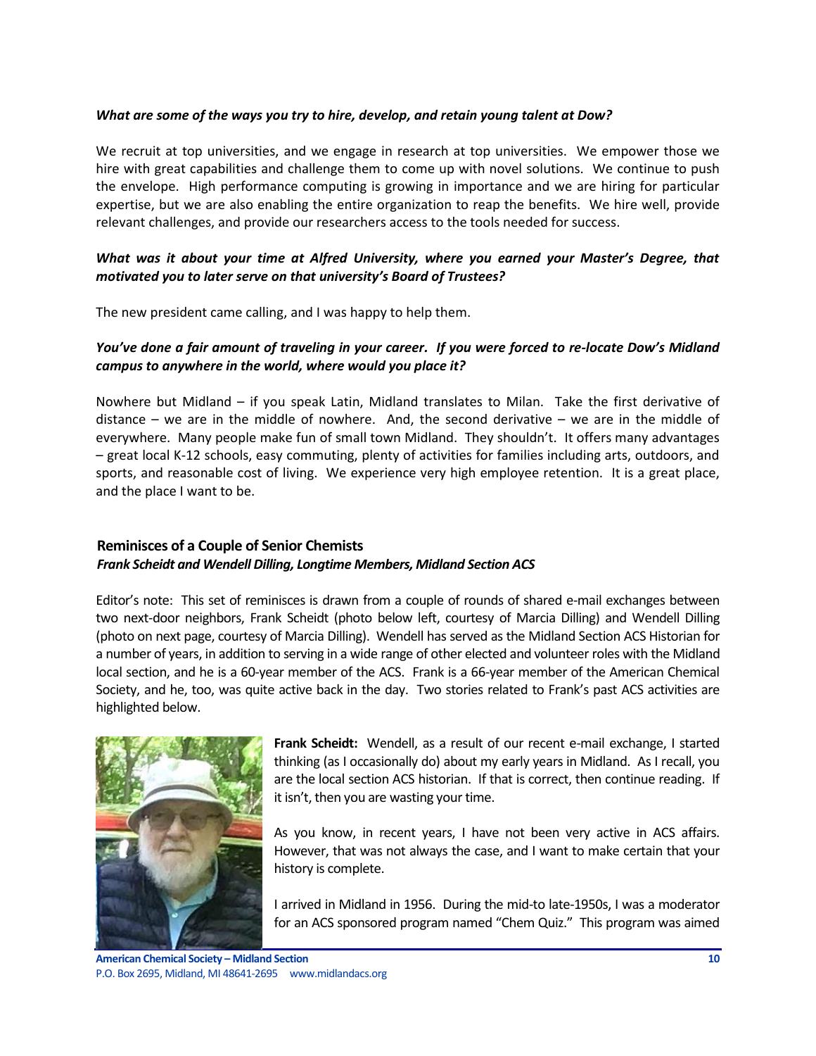***What are some of the ways you try to hire, develop, and retain young talent at Dow?***

We recruit at top universities, and we engage in research at top universities. We empower those we hire with great capabilities and challenge them to come up with novel solutions. We continue to push the envelope. High performance computing is growing in importance and we are hiring for particular expertise, but we are also enabling the entire organization to reap the benefits. We hire well, provide relevant challenges, and provide our researchers access to the tools needed for success.

***What was it about your time at Alfred University, where you earned your Master's Degree, that motivated you to later serve on that university's Board of Trustees?***

The new president came calling, and I was happy to help them.

***You've done a fair amount of traveling in your career. If you were forced to re-locate Dow's Midland campus to anywhere in the world, where would you place it?***

Nowhere but Midland – if you speak Latin, Midland translates to Milan. Take the first derivative of distance – we are in the middle of nowhere. And, the second derivative – we are in the middle of everywhere. Many people make fun of small town Midland. They shouldn't. It offers many advantages – great local K-12 schools, easy commuting, plenty of activities for families including arts, outdoors, and sports, and reasonable cost of living. We experience very high employee retention. It is a great place, and the place I want to be.

## Reminisces of a Couple of Senior Chemists

***Frank Scheidt and Wendell Dilling, Longtime Members, Midland Section ACS***

Editor's note: This set of reminisces is drawn from a couple of rounds of shared e-mail exchanges between two next-door neighbors, Frank Scheidt (photo below left, courtesy of Marcia Dilling) and Wendell Dilling (photo on next page, courtesy of Marcia Dilling). Wendell has served as the Midland Section ACS Historian for a number of years, in addition to serving in a wide range of other elected and volunteer roles with the Midland local section, and he is a 60-year member of the ACS. Frank is a 66-year member of the American Chemical Society, and he, too, was quite active back in the day. Two stories related to Frank's past ACS activities are highlighted below.

**Frank Scheidt:** Wendell, as a result of our recent e-mail exchange, I started thinking (as I occasionally do) about my early years in Midland. As I recall, you are the local section ACS historian. If that is correct, then continue reading. If it isn't, then you are wasting your time.

As you know, in recent years, I have not been very active in ACS affairs. However, that was not always the case, and I want to make certain that your history is complete.

I arrived in Midland in 1956. During the mid-to late-1950s, I was a moderator for an ACS sponsored program named "Chem Quiz." This program was aimed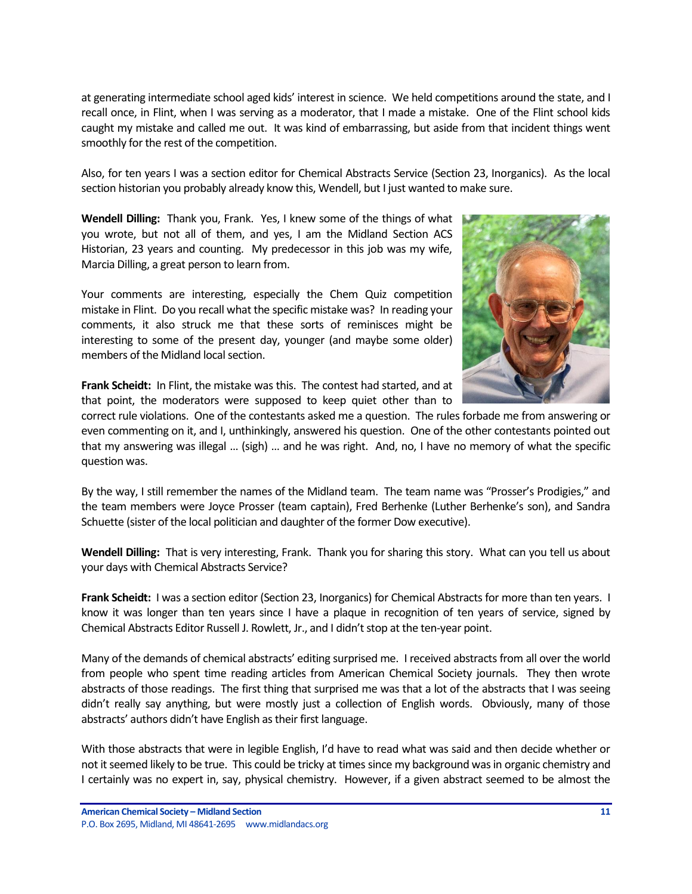at generating intermediate school aged kids' interest in science. We held competitions around the state, and I recall once, in Flint, when I was serving as a moderator, that I made a mistake. One of the Flint school kids caught my mistake and called me out. It was kind of embarrassing, but aside from that incident things went smoothly for the rest of the competition.

Also, for ten years I was a section editor for Chemical Abstracts Service (Section 23, Inorganics). As the local section historian you probably already know this, Wendell, but I just wanted to make sure.

**Wendell Dilling:** Thank you, Frank. Yes, I knew some of the things of what you wrote, but not all of them, and yes, I am the Midland Section ACS Historian, 23 years and counting. My predecessor in this job was my wife, Marcia Dilling, a great person to learn from.

Your comments are interesting, especially the Chem Quiz competition mistake in Flint. Do you recall what the specific mistake was? In reading your comments, it also struck me that these sorts of reminisces might be interesting to some of the present day, younger (and maybe some older) members of the Midland local section.

**Frank Scheidt:** In Flint, the mistake was this. The contest had started, and at that point, the moderators were supposed to keep quiet other than to correct rule violations. One of the contestants asked me a question. The rules forbade me from answering or even commenting on it, and I, unthinkingly, answered his question. One of the other contestants pointed out that my answering was illegal … (sigh) … and he was right. And, no, I have no memory of what the specific question was.

By the way, I still remember the names of the Midland team. The team name was "Prosser's Prodigies," and the team members were Joyce Prosser (team captain), Fred Berhenke (Luther Berhenke's son), and Sandra Schuette (sister of the local politician and daughter of the former Dow executive).

**Wendell Dilling:** That is very interesting, Frank. Thank you for sharing this story. What can you tell us about your days with Chemical Abstracts Service?

**Frank Scheidt:** I was a section editor (Section 23, Inorganics) for Chemical Abstracts for more than ten years. I know it was longer than ten years since I have a plaque in recognition of ten years of service, signed by Chemical Abstracts Editor Russell J. Rowlett, Jr., and I didn't stop at the ten-year point.

Many of the demands of chemical abstracts' editing surprised me. I received abstracts from all over the world from people who spent time reading articles from American Chemical Society journals. They then wrote abstracts of those readings. The first thing that surprised me was that a lot of the abstracts that I was seeing didn't really say anything, but were mostly just a collection of English words. Obviously, many of those abstracts' authors didn't have English as their first language.

With those abstracts that were in legible English, I'd have to read what was said and then decide whether or not it seemed likely to be true. This could be tricky at times since my background was in organic chemistry and I certainly was no expert in, say, physical chemistry. However, if a given abstract seemed to be almost the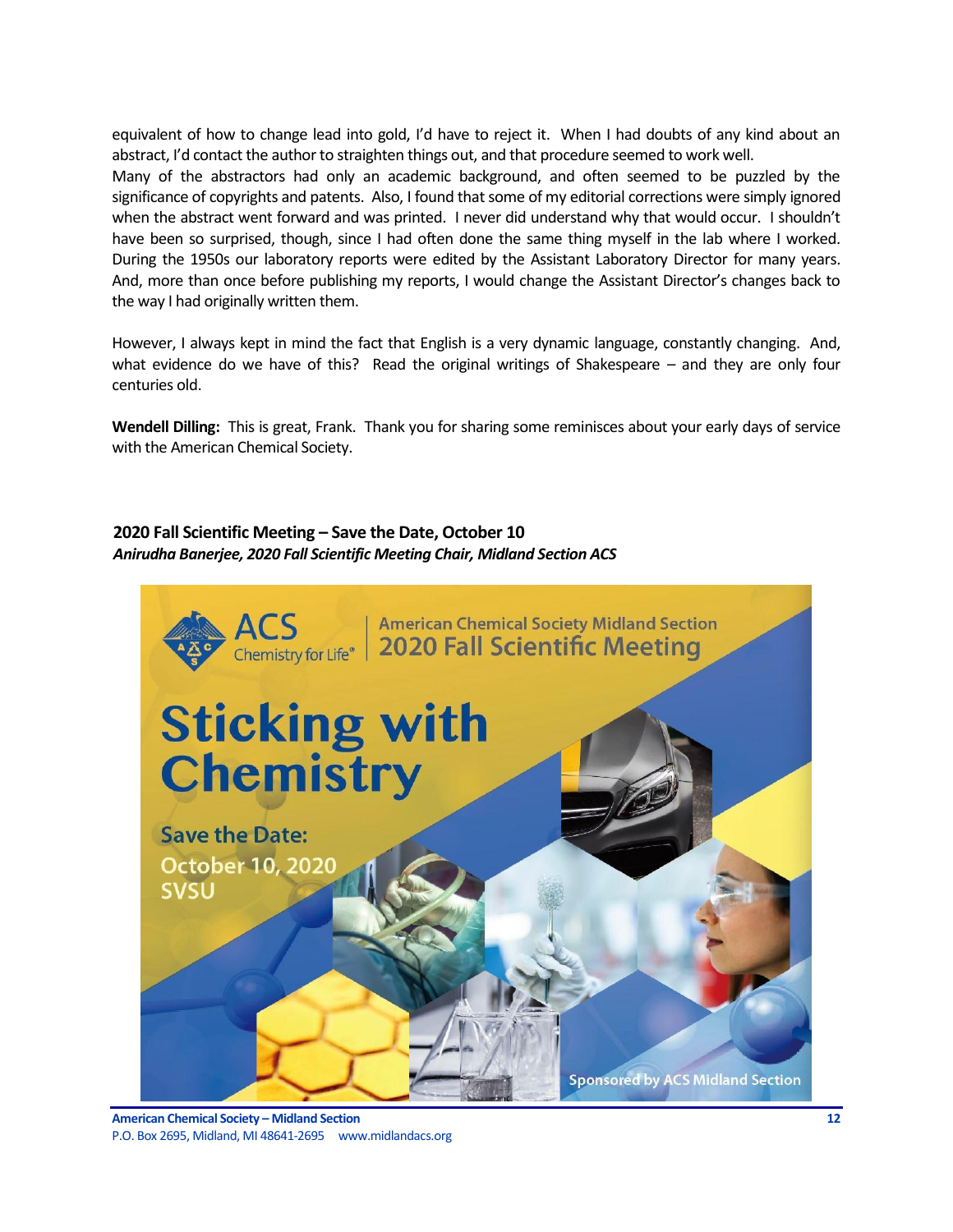equivalent of how to change lead into gold, I'd have to reject it. When I had doubts of any kind about an abstract, I'd contact the author to straighten things out, and that procedure seemed to work well.
Many of the abstractors had only an academic background, and often seemed to be puzzled by the significance of copyrights and patents. Also, I found that some of my editorial corrections were simply ignored when the abstract went forward and was printed. I never did understand why that would occur. I shouldn't have been so surprised, though, since I had often done the same thing myself in the lab where I worked. During the 1950s our laboratory reports were edited by the Assistant Laboratory Director for many years. And, more than once before publishing my reports, I would change the Assistant Director's changes back to the way I had originally written them.

However, I always kept in mind the fact that English is a very dynamic language, constantly changing. And, what evidence do we have of this? Read the original writings of Shakespeare – and they are only four centuries old.

**Wendell Dilling:** This is great, Frank. Thank you for sharing some reminisces about your early days of service with the American Chemical Society.

### 2020 Fall Scientific Meeting – Save the Date, October 10

***Anirudha Banerjee, 2020 Fall Scientific Meeting Chair, Midland Section ACS***

ACS Chemistry for Life®

American Chemical Society Midland Section
2020 Fall Scientific Meeting

**Sticking with Chemistry**

Save the Date:
October 10, 2020
SVSU

Sponsored by ACS Midland Section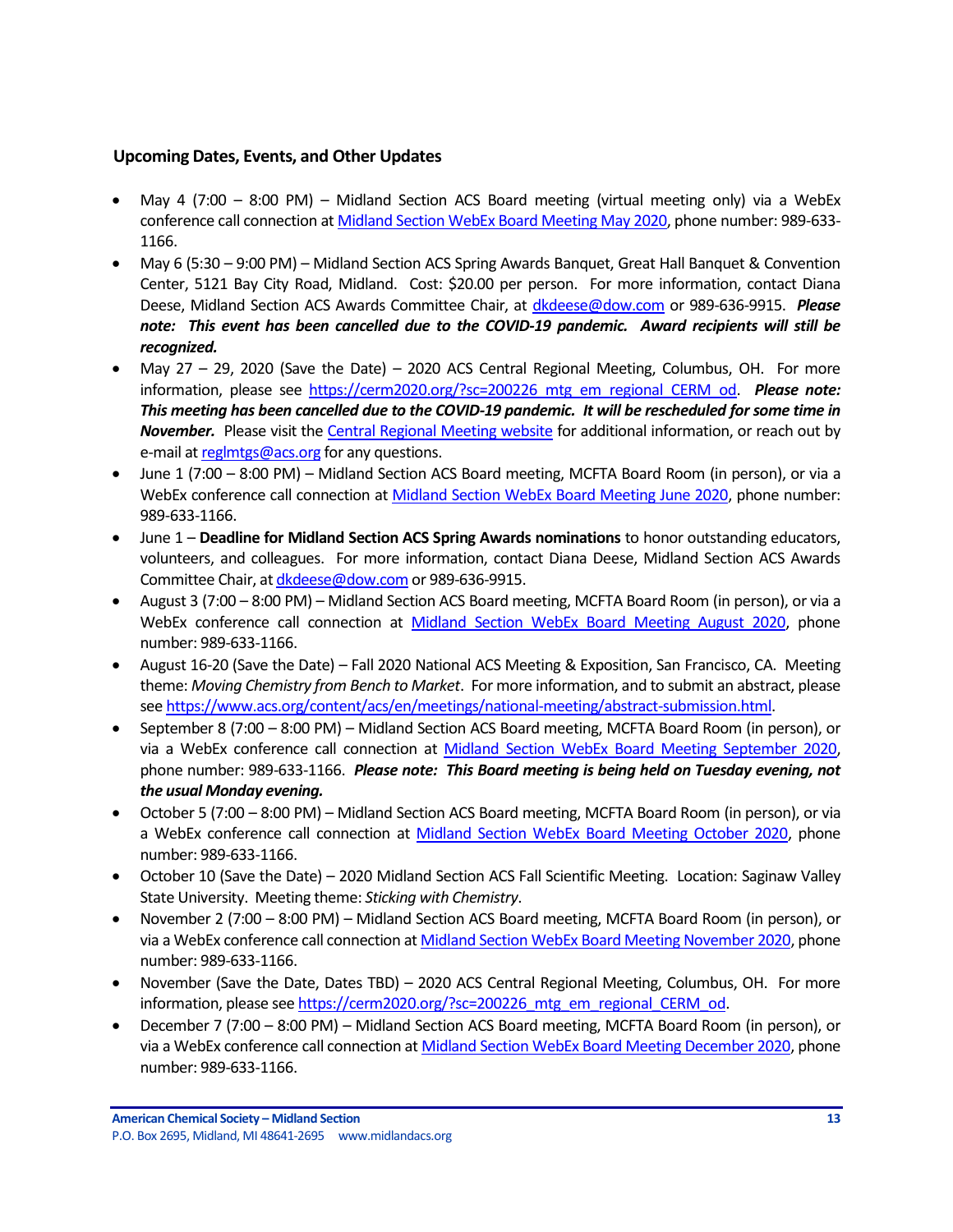### Upcoming Dates, Events, and Other Updates

- May 4 (7:00 – 8:00 PM) – Midland Section ACS Board meeting (virtual meeting only) via a WebEx conference call connection at Midland Section WebEx Board Meeting May 2020, phone number: 989-633-1166.
- May 6 (5:30 – 9:00 PM) – Midland Section ACS Spring Awards Banquet, Great Hall Banquet & Convention Center, 5121 Bay City Road, Midland. Cost: $20.00 per person. For more information, contact Diana Deese, Midland Section ACS Awards Committee Chair, at dkdeese@dow.com or 989-636-9915. ***Please note: This event has been cancelled due to the COVID-19 pandemic. Award recipients will still be recognized.***
- May 27 – 29, 2020 (Save the Date) – 2020 ACS Central Regional Meeting, Columbus, OH. For more information, please see https://cerm2020.org/?sc=200226_mtg_em_regional_CERM_od. ***Please note: This meeting has been cancelled due to the COVID-19 pandemic. It will be rescheduled for some time in November.*** Please visit the Central Regional Meeting website for additional information, or reach out by e-mail at reglmtgs@acs.org for any questions.
- June 1 (7:00 – 8:00 PM) – Midland Section ACS Board meeting, MCFTA Board Room (in person), or via a WebEx conference call connection at Midland Section WebEx Board Meeting June 2020, phone number: 989-633-1166.
- June 1 – **Deadline for Midland Section ACS Spring Awards nominations** to honor outstanding educators, volunteers, and colleagues. For more information, contact Diana Deese, Midland Section ACS Awards Committee Chair, at dkdeese@dow.com or 989-636-9915.
- August 3 (7:00 – 8:00 PM) – Midland Section ACS Board meeting, MCFTA Board Room (in person), or via a WebEx conference call connection at Midland Section WebEx Board Meeting August 2020, phone number: 989-633-1166.
- August 16-20 (Save the Date) – Fall 2020 National ACS Meeting & Exposition, San Francisco, CA. Meeting theme: *Moving Chemistry from Bench to Market*. For more information, and to submit an abstract, please see https://www.acs.org/content/acs/en/meetings/national-meeting/abstract-submission.html.
- September 8 (7:00 – 8:00 PM) – Midland Section ACS Board meeting, MCFTA Board Room (in person), or via a WebEx conference call connection at Midland Section WebEx Board Meeting September 2020, phone number: 989-633-1166. ***Please note: This Board meeting is being held on Tuesday evening, not the usual Monday evening.***
- October 5 (7:00 – 8:00 PM) – Midland Section ACS Board meeting, MCFTA Board Room (in person), or via a WebEx conference call connection at Midland Section WebEx Board Meeting October 2020, phone number: 989-633-1166.
- October 10 (Save the Date) – 2020 Midland Section ACS Fall Scientific Meeting. Location: Saginaw Valley State University. Meeting theme: *Sticking with Chemistry*.
- November 2 (7:00 – 8:00 PM) – Midland Section ACS Board meeting, MCFTA Board Room (in person), or via a WebEx conference call connection at Midland Section WebEx Board Meeting November 2020, phone number: 989-633-1166.
- November (Save the Date, Dates TBD) – 2020 ACS Central Regional Meeting, Columbus, OH. For more information, please see https://cerm2020.org/?sc=200226_mtg_em_regional_CERM_od.
- December 7 (7:00 – 8:00 PM) – Midland Section ACS Board meeting, MCFTA Board Room (in person), or via a WebEx conference call connection at Midland Section WebEx Board Meeting December 2020, phone number: 989-633-1166.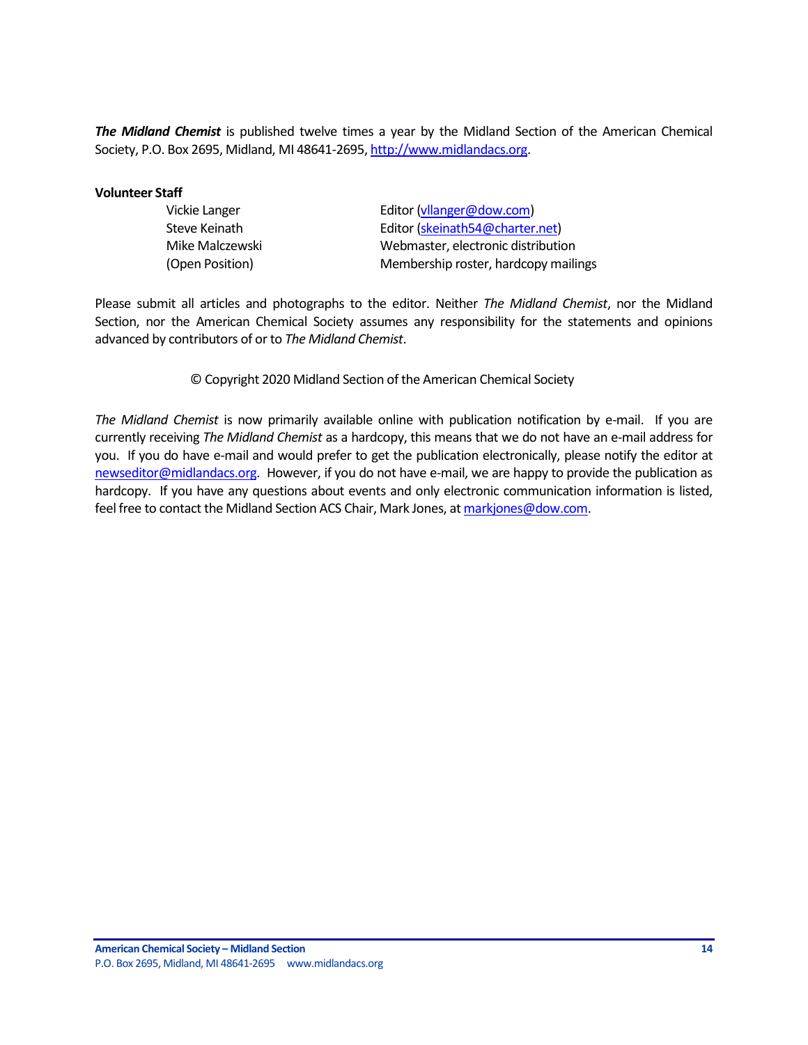***The Midland Chemist*** is published twelve times a year by the Midland Section of the American Chemical Society, P.O. Box 2695, Midland, MI 48641-2695, http://www.midlandacs.org.

**Volunteer Staff**

| | |
|---|---|
| Vickie Langer | Editor (vllanger@dow.com) |
| Steve Keinath | Editor (skeinath54@charter.net) |
| Mike Malczewski | Webmaster, electronic distribution |
| (Open Position) | Membership roster, hardcopy mailings |

Please submit all articles and photographs to the editor. Neither *The Midland Chemist*, nor the Midland Section, nor the American Chemical Society assumes any responsibility for the statements and opinions advanced by contributors of or to *The Midland Chemist*.

© Copyright 2020 Midland Section of the American Chemical Society

*The Midland Chemist* is now primarily available online with publication notification by e-mail. If you are currently receiving *The Midland Chemist* as a hardcopy, this means that we do not have an e-mail address for you. If you do have e-mail and would prefer to get the publication electronically, please notify the editor at newseditor@midlandacs.org. However, if you do not have e-mail, we are happy to provide the publication as hardcopy. If you have any questions about events and only electronic communication information is listed, feel free to contact the Midland Section ACS Chair, Mark Jones, at markjones@dow.com.